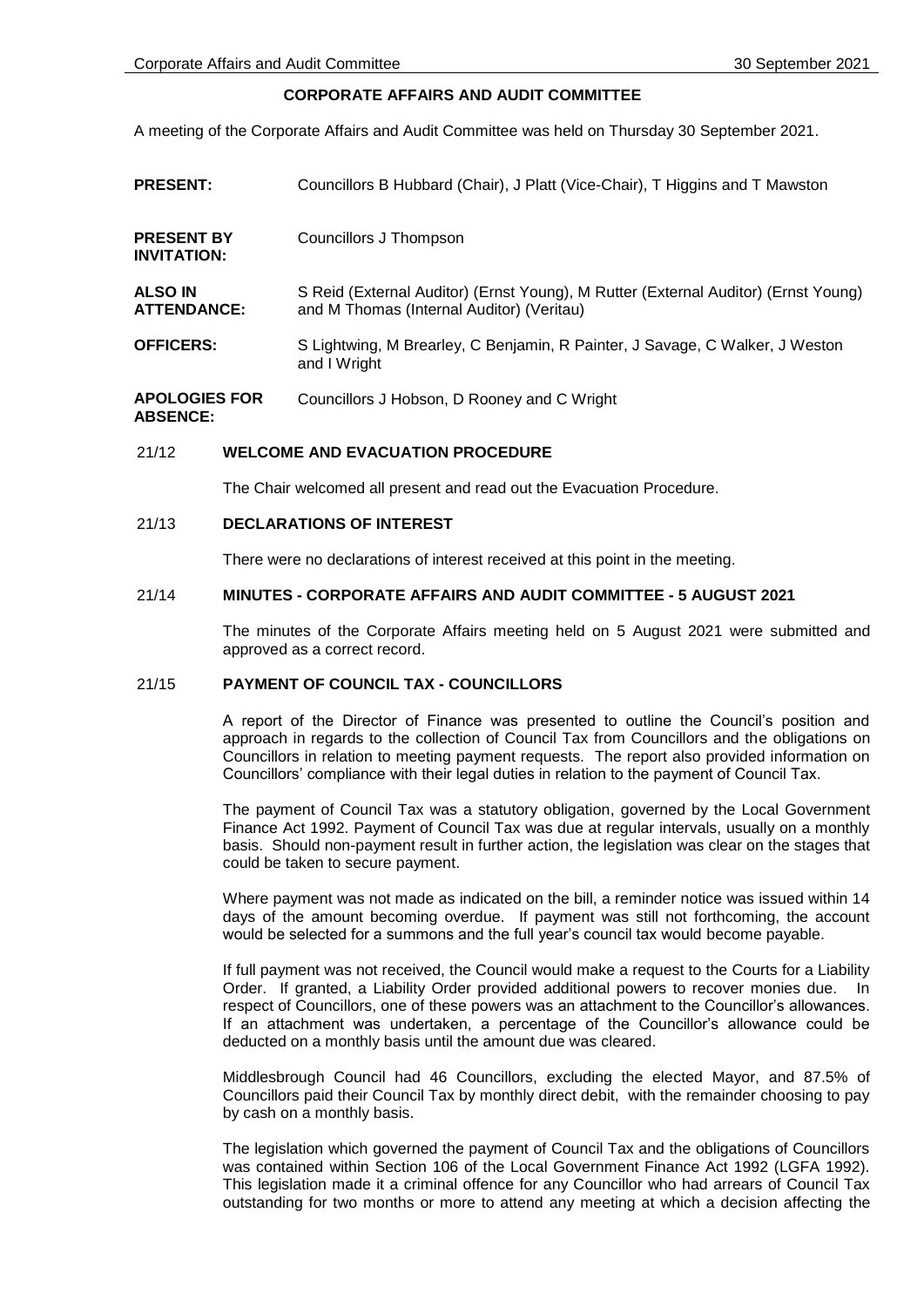# CORPORATE AFFAIRS AND AUDIT COMMITTEE

A meeting of the Corporate Affairs and Audit Committee was held on Thursday 30 September 2021.

| | |
|---|---|
| **PRESENT:** | Councillors B Hubbard (Chair), J Platt (Vice-Chair), T Higgins and T Mawston |
| **PRESENT BY INVITATION:** | Councillors J Thompson |
| **ALSO IN ATTENDANCE:** | S Reid (External Auditor) (Ernst Young), M Rutter (External Auditor) (Ernst Young) and M Thomas (Internal Auditor) (Veritau) |
| **OFFICERS:** | S Lightwing, M Brearley, C Benjamin, R Painter, J Savage, C Walker, J Weston and I Wright |
| **APOLOGIES FOR ABSENCE:** | Councillors J Hobson, D Rooney and C Wright |

## 21/12 WELCOME AND EVACUATION PROCEDURE

The Chair welcomed all present and read out the Evacuation Procedure.

## 21/13 DECLARATIONS OF INTEREST

There were no declarations of interest received at this point in the meeting.

## 21/14 MINUTES - CORPORATE AFFAIRS AND AUDIT COMMITTEE - 5 AUGUST 2021

The minutes of the Corporate Affairs meeting held on 5 August 2021 were submitted and approved as a correct record.

## 21/15 PAYMENT OF COUNCIL TAX - COUNCILLORS

A report of the Director of Finance was presented to outline the Council's position and approach in regards to the collection of Council Tax from Councillors and the obligations on Councillors in relation to meeting payment requests. The report also provided information on Councillors' compliance with their legal duties in relation to the payment of Council Tax.

The payment of Council Tax was a statutory obligation, governed by the Local Government Finance Act 1992. Payment of Council Tax was due at regular intervals, usually on a monthly basis. Should non-payment result in further action, the legislation was clear on the stages that could be taken to secure payment.

Where payment was not made as indicated on the bill, a reminder notice was issued within 14 days of the amount becoming overdue. If payment was still not forthcoming, the account would be selected for a summons and the full year's council tax would become payable.

If full payment was not received, the Council would make a request to the Courts for a Liability Order. If granted, a Liability Order provided additional powers to recover monies due. In respect of Councillors, one of these powers was an attachment to the Councillor's allowances. If an attachment was undertaken, a percentage of the Councillor's allowance could be deducted on a monthly basis until the amount due was cleared.

Middlesbrough Council had 46 Councillors, excluding the elected Mayor, and 87.5% of Councillors paid their Council Tax by monthly direct debit, with the remainder choosing to pay by cash on a monthly basis.

The legislation which governed the payment of Council Tax and the obligations of Councillors was contained within Section 106 of the Local Government Finance Act 1992 (LGFA 1992). This legislation made it a criminal offence for any Councillor who had arrears of Council Tax outstanding for two months or more to attend any meeting at which a decision affecting the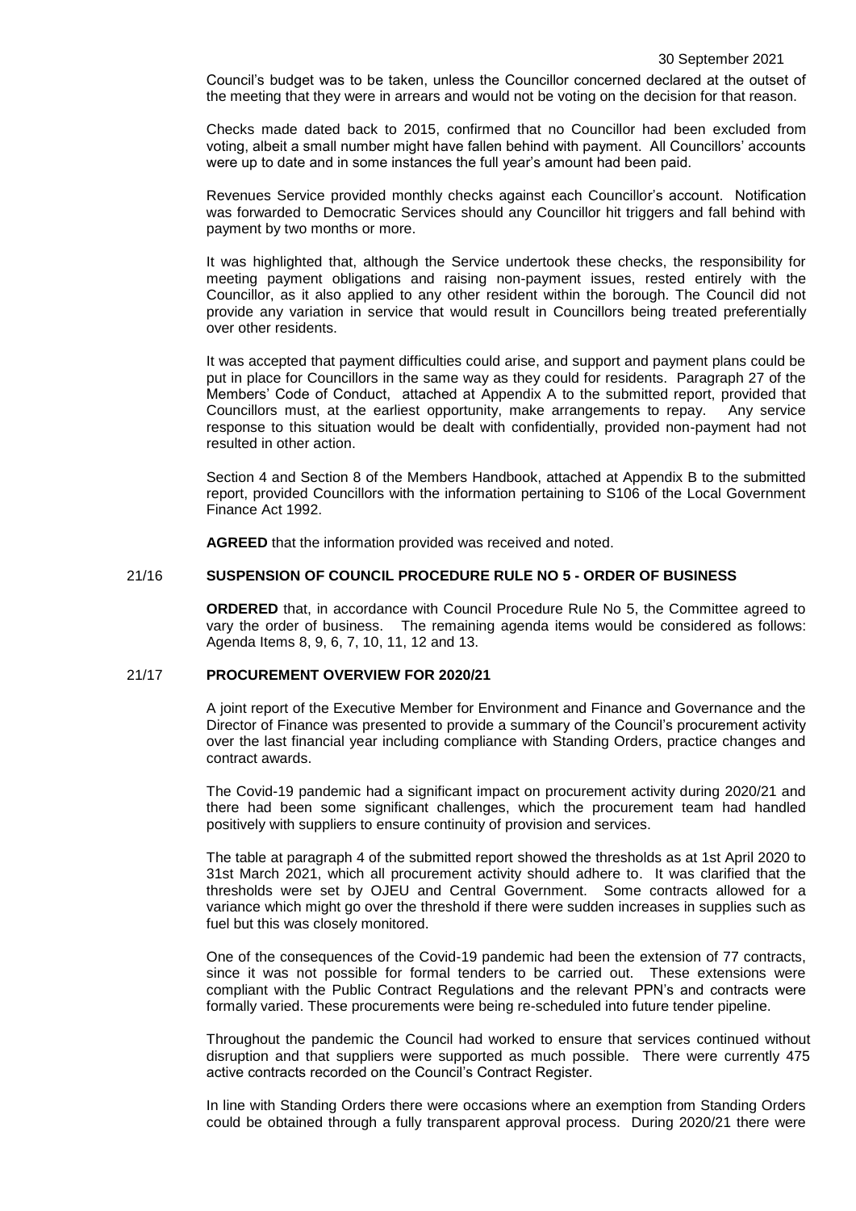Council's budget was to be taken, unless the Councillor concerned declared at the outset of the meeting that they were in arrears and would not be voting on the decision for that reason.

Checks made dated back to 2015, confirmed that no Councillor had been excluded from voting, albeit a small number might have fallen behind with payment. All Councillors' accounts were up to date and in some instances the full year's amount had been paid.

Revenues Service provided monthly checks against each Councillor's account. Notification was forwarded to Democratic Services should any Councillor hit triggers and fall behind with payment by two months or more.

It was highlighted that, although the Service undertook these checks, the responsibility for meeting payment obligations and raising non-payment issues, rested entirely with the Councillor, as it also applied to any other resident within the borough. The Council did not provide any variation in service that would result in Councillors being treated preferentially over other residents.

It was accepted that payment difficulties could arise, and support and payment plans could be put in place for Councillors in the same way as they could for residents. Paragraph 27 of the Members' Code of Conduct, attached at Appendix A to the submitted report, provided that Councillors must, at the earliest opportunity, make arrangements to repay. Any service response to this situation would be dealt with confidentially, provided non-payment had not resulted in other action.

Section 4 and Section 8 of the Members Handbook, attached at Appendix B to the submitted report, provided Councillors with the information pertaining to S106 of the Local Government Finance Act 1992.

**AGREED** that the information provided was received and noted.

## 21/16 SUSPENSION OF COUNCIL PROCEDURE RULE NO 5 - ORDER OF BUSINESS

**ORDERED** that, in accordance with Council Procedure Rule No 5, the Committee agreed to vary the order of business. The remaining agenda items would be considered as follows: Agenda Items 8, 9, 6, 7, 10, 11, 12 and 13.

## 21/17 PROCUREMENT OVERVIEW FOR 2020/21

A joint report of the Executive Member for Environment and Finance and Governance and the Director of Finance was presented to provide a summary of the Council's procurement activity over the last financial year including compliance with Standing Orders, practice changes and contract awards.

The Covid-19 pandemic had a significant impact on procurement activity during 2020/21 and there had been some significant challenges, which the procurement team had handled positively with suppliers to ensure continuity of provision and services.

The table at paragraph 4 of the submitted report showed the thresholds as at 1st April 2020 to 31st March 2021, which all procurement activity should adhere to. It was clarified that the thresholds were set by OJEU and Central Government. Some contracts allowed for a variance which might go over the threshold if there were sudden increases in supplies such as fuel but this was closely monitored.

One of the consequences of the Covid-19 pandemic had been the extension of 77 contracts, since it was not possible for formal tenders to be carried out. These extensions were compliant with the Public Contract Regulations and the relevant PPN's and contracts were formally varied. These procurements were being re-scheduled into future tender pipeline.

Throughout the pandemic the Council had worked to ensure that services continued without disruption and that suppliers were supported as much possible. There were currently 475 active contracts recorded on the Council's Contract Register.

In line with Standing Orders there were occasions where an exemption from Standing Orders could be obtained through a fully transparent approval process. During 2020/21 there were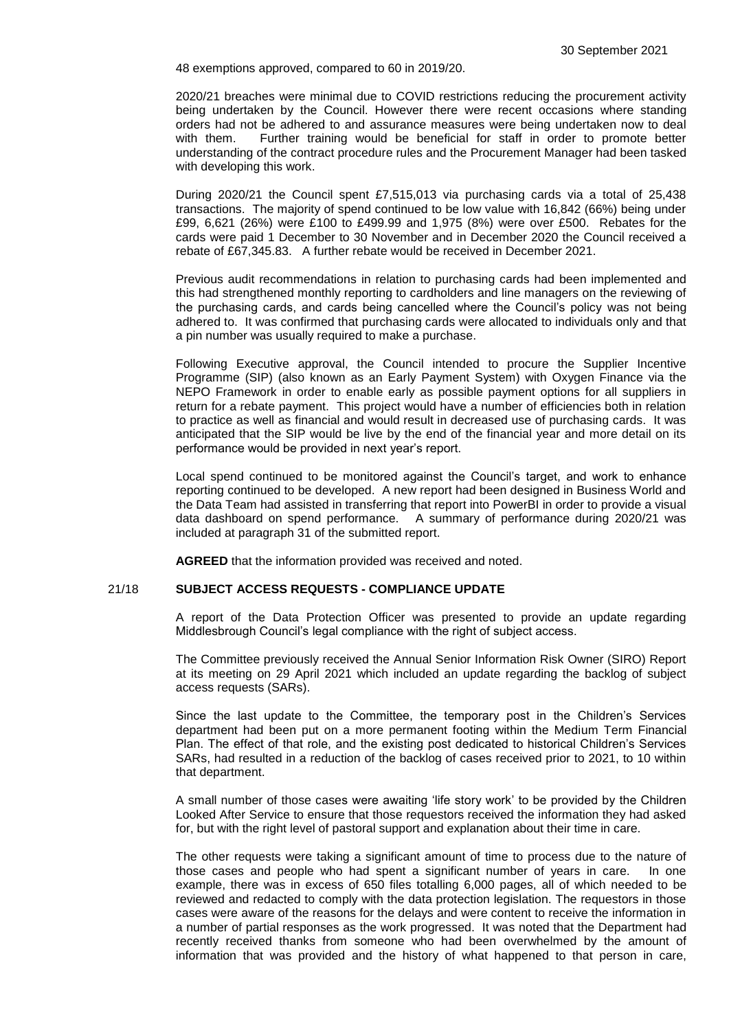48 exemptions approved, compared to 60 in 2019/20.

2020/21 breaches were minimal due to COVID restrictions reducing the procurement activity being undertaken by the Council. However there were recent occasions where standing orders had not be adhered to and assurance measures were being undertaken now to deal with them. Further training would be beneficial for staff in order to promote better understanding of the contract procedure rules and the Procurement Manager had been tasked with developing this work.

During 2020/21 the Council spent £7,515,013 via purchasing cards via a total of 25,438 transactions. The majority of spend continued to be low value with 16,842 (66%) being under £99, 6,621 (26%) were £100 to £499.99 and 1,975 (8%) were over £500. Rebates for the cards were paid 1 December to 30 November and in December 2020 the Council received a rebate of £67,345.83. A further rebate would be received in December 2021.

Previous audit recommendations in relation to purchasing cards had been implemented and this had strengthened monthly reporting to cardholders and line managers on the reviewing of the purchasing cards, and cards being cancelled where the Council's policy was not being adhered to. It was confirmed that purchasing cards were allocated to individuals only and that a pin number was usually required to make a purchase.

Following Executive approval, the Council intended to procure the Supplier Incentive Programme (SIP) (also known as an Early Payment System) with Oxygen Finance via the NEPO Framework in order to enable early as possible payment options for all suppliers in return for a rebate payment. This project would have a number of efficiencies both in relation to practice as well as financial and would result in decreased use of purchasing cards. It was anticipated that the SIP would be live by the end of the financial year and more detail on its performance would be provided in next year's report.

Local spend continued to be monitored against the Council's target, and work to enhance reporting continued to be developed. A new report had been designed in Business World and the Data Team had assisted in transferring that report into PowerBI in order to provide a visual data dashboard on spend performance. A summary of performance during 2020/21 was included at paragraph 31 of the submitted report.

**AGREED** that the information provided was received and noted.

## 21/18 SUBJECT ACCESS REQUESTS - COMPLIANCE UPDATE

A report of the Data Protection Officer was presented to provide an update regarding Middlesbrough Council's legal compliance with the right of subject access.

The Committee previously received the Annual Senior Information Risk Owner (SIRO) Report at its meeting on 29 April 2021 which included an update regarding the backlog of subject access requests (SARs).

Since the last update to the Committee, the temporary post in the Children's Services department had been put on a more permanent footing within the Medium Term Financial Plan. The effect of that role, and the existing post dedicated to historical Children's Services SARs, had resulted in a reduction of the backlog of cases received prior to 2021, to 10 within that department.

A small number of those cases were awaiting 'life story work' to be provided by the Children Looked After Service to ensure that those requestors received the information they had asked for, but with the right level of pastoral support and explanation about their time in care.

The other requests were taking a significant amount of time to process due to the nature of those cases and people who had spent a significant number of years in care. In one example, there was in excess of 650 files totalling 6,000 pages, all of which needed to be reviewed and redacted to comply with the data protection legislation. The requestors in those cases were aware of the reasons for the delays and were content to receive the information in a number of partial responses as the work progressed. It was noted that the Department had recently received thanks from someone who had been overwhelmed by the amount of information that was provided and the history of what happened to that person in care,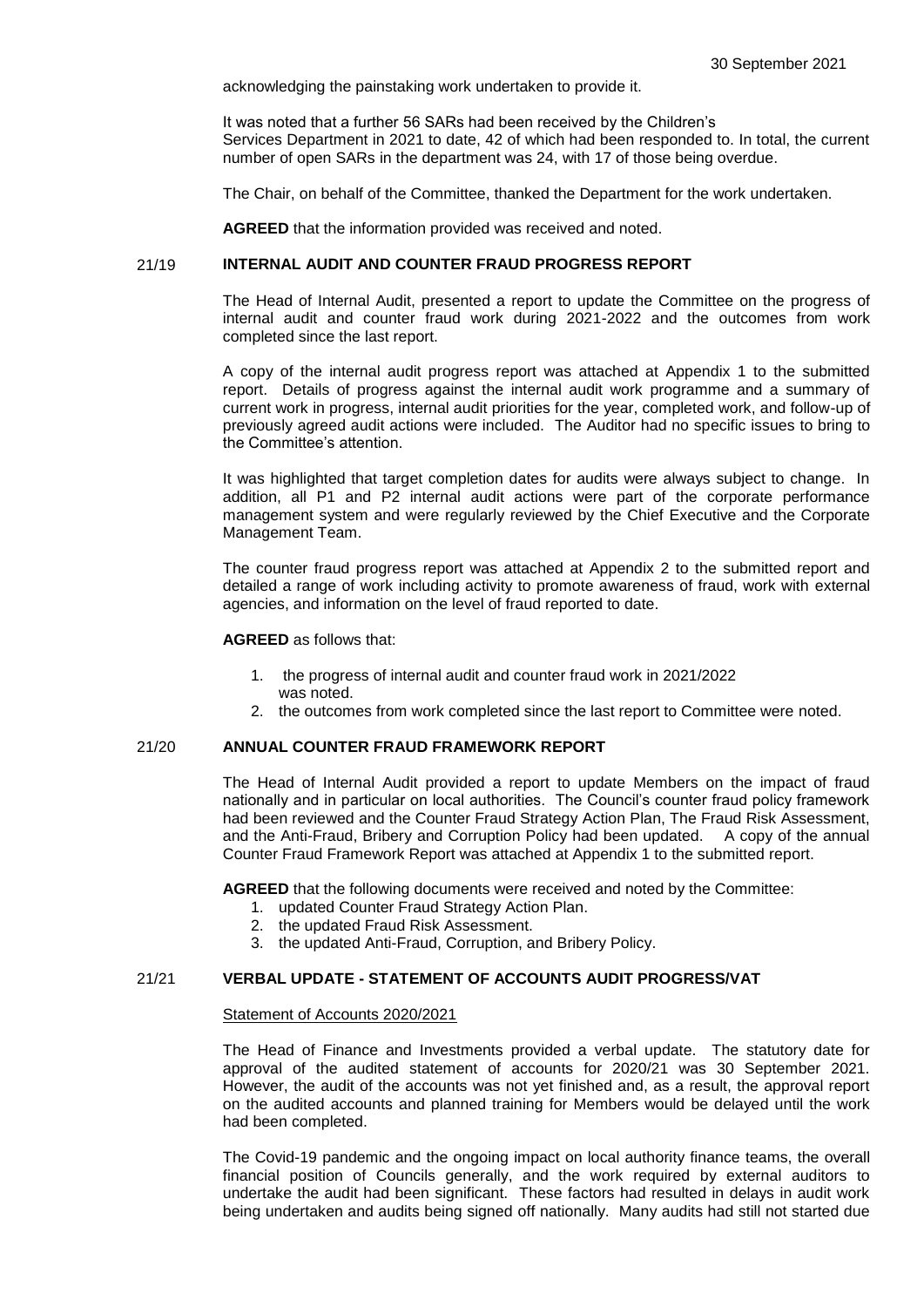acknowledging the painstaking work undertaken to provide it.

It was noted that a further 56 SARs had been received by the Children's Services Department in 2021 to date, 42 of which had been responded to. In total, the current number of open SARs in the department was 24, with 17 of those being overdue.

The Chair, on behalf of the Committee, thanked the Department for the work undertaken.

**AGREED** that the information provided was received and noted.

## 21/19 INTERNAL AUDIT AND COUNTER FRAUD PROGRESS REPORT

The Head of Internal Audit, presented a report to update the Committee on the progress of internal audit and counter fraud work during 2021-2022 and the outcomes from work completed since the last report.

A copy of the internal audit progress report was attached at Appendix 1 to the submitted report. Details of progress against the internal audit work programme and a summary of current work in progress, internal audit priorities for the year, completed work, and follow-up of previously agreed audit actions were included. The Auditor had no specific issues to bring to the Committee's attention.

It was highlighted that target completion dates for audits were always subject to change. In addition, all P1 and P2 internal audit actions were part of the corporate performance management system and were regularly reviewed by the Chief Executive and the Corporate Management Team.

The counter fraud progress report was attached at Appendix 2 to the submitted report and detailed a range of work including activity to promote awareness of fraud, work with external agencies, and information on the level of fraud reported to date.

**AGREED** as follows that:

1. the progress of internal audit and counter fraud work in 2021/2022 was noted.
2. the outcomes from work completed since the last report to Committee were noted.

## 21/20 ANNUAL COUNTER FRAUD FRAMEWORK REPORT

The Head of Internal Audit provided a report to update Members on the impact of fraud nationally and in particular on local authorities. The Council's counter fraud policy framework had been reviewed and the Counter Fraud Strategy Action Plan, The Fraud Risk Assessment, and the Anti-Fraud, Bribery and Corruption Policy had been updated. A copy of the annual Counter Fraud Framework Report was attached at Appendix 1 to the submitted report.

**AGREED** that the following documents were received and noted by the Committee:

1. updated Counter Fraud Strategy Action Plan.
2. the updated Fraud Risk Assessment.
3. the updated Anti-Fraud, Corruption, and Bribery Policy.

## 21/21 VERBAL UPDATE - STATEMENT OF ACCOUNTS AUDIT PROGRESS/VAT

Statement of Accounts 2020/2021

The Head of Finance and Investments provided a verbal update. The statutory date for approval of the audited statement of accounts for 2020/21 was 30 September 2021. However, the audit of the accounts was not yet finished and, as a result, the approval report on the audited accounts and planned training for Members would be delayed until the work had been completed.

The Covid-19 pandemic and the ongoing impact on local authority finance teams, the overall financial position of Councils generally, and the work required by external auditors to undertake the audit had been significant. These factors had resulted in delays in audit work being undertaken and audits being signed off nationally. Many audits had still not started due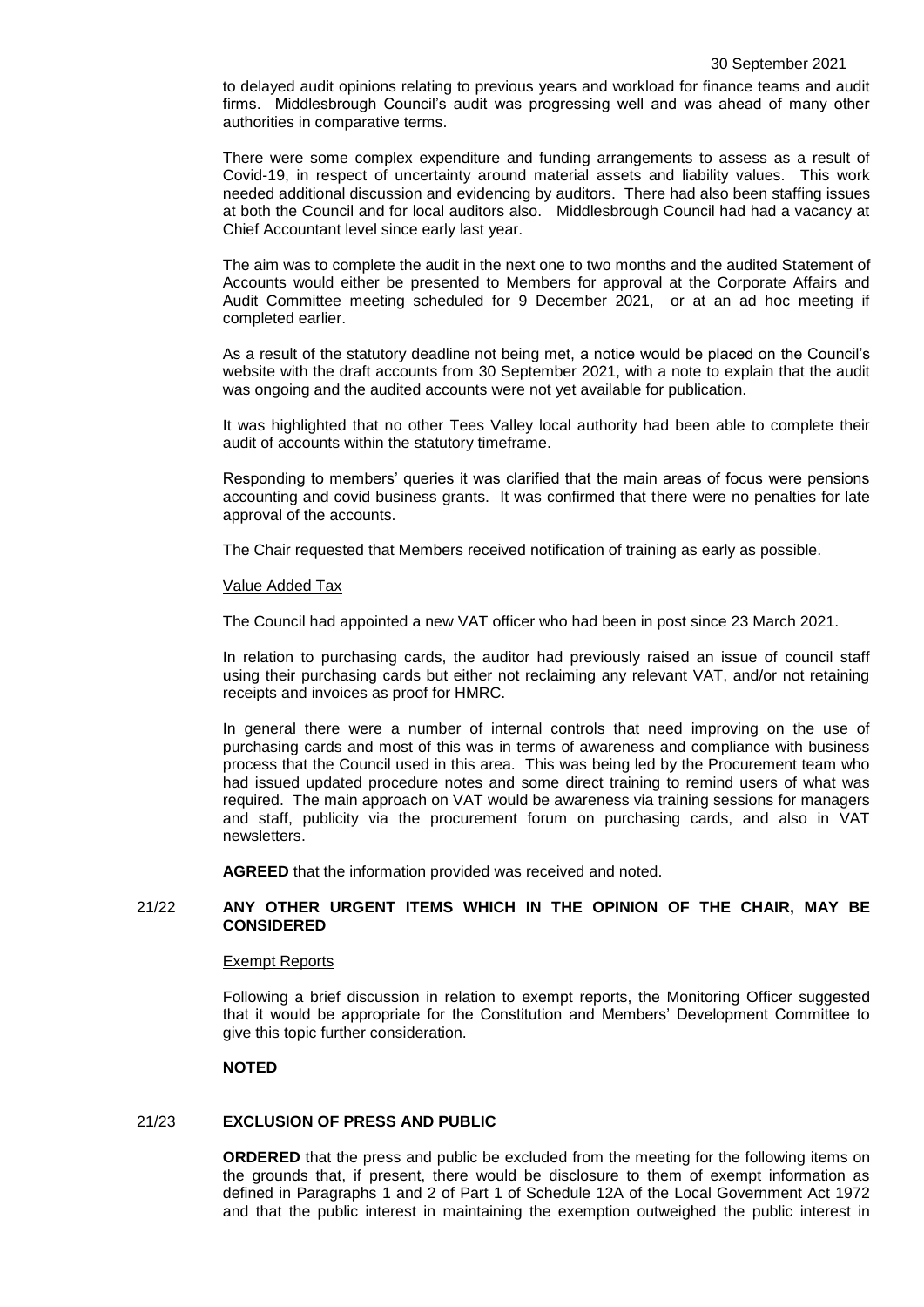to delayed audit opinions relating to previous years and workload for finance teams and audit firms. Middlesbrough Council's audit was progressing well and was ahead of many other authorities in comparative terms.

There were some complex expenditure and funding arrangements to assess as a result of Covid-19, in respect of uncertainty around material assets and liability values. This work needed additional discussion and evidencing by auditors. There had also been staffing issues at both the Council and for local auditors also. Middlesbrough Council had had a vacancy at Chief Accountant level since early last year.

The aim was to complete the audit in the next one to two months and the audited Statement of Accounts would either be presented to Members for approval at the Corporate Affairs and Audit Committee meeting scheduled for 9 December 2021, or at an ad hoc meeting if completed earlier.

As a result of the statutory deadline not being met, a notice would be placed on the Council's website with the draft accounts from 30 September 2021, with a note to explain that the audit was ongoing and the audited accounts were not yet available for publication.

It was highlighted that no other Tees Valley local authority had been able to complete their audit of accounts within the statutory timeframe.

Responding to members' queries it was clarified that the main areas of focus were pensions accounting and covid business grants. It was confirmed that there were no penalties for late approval of the accounts.

The Chair requested that Members received notification of training as early as possible.

Value Added Tax

The Council had appointed a new VAT officer who had been in post since 23 March 2021.

In relation to purchasing cards, the auditor had previously raised an issue of council staff using their purchasing cards but either not reclaiming any relevant VAT, and/or not retaining receipts and invoices as proof for HMRC.

In general there were a number of internal controls that need improving on the use of purchasing cards and most of this was in terms of awareness and compliance with business process that the Council used in this area. This was being led by the Procurement team who had issued updated procedure notes and some direct training to remind users of what was required. The main approach on VAT would be awareness via training sessions for managers and staff, publicity via the procurement forum on purchasing cards, and also in VAT newsletters.

**AGREED** that the information provided was received and noted.

## 21/22 ANY OTHER URGENT ITEMS WHICH IN THE OPINION OF THE CHAIR, MAY BE CONSIDERED

Exempt Reports

Following a brief discussion in relation to exempt reports, the Monitoring Officer suggested that it would be appropriate for the Constitution and Members' Development Committee to give this topic further consideration.

**NOTED**

## 21/23 EXCLUSION OF PRESS AND PUBLIC

**ORDERED** that the press and public be excluded from the meeting for the following items on the grounds that, if present, there would be disclosure to them of exempt information as defined in Paragraphs 1 and 2 of Part 1 of Schedule 12A of the Local Government Act 1972 and that the public interest in maintaining the exemption outweighed the public interest in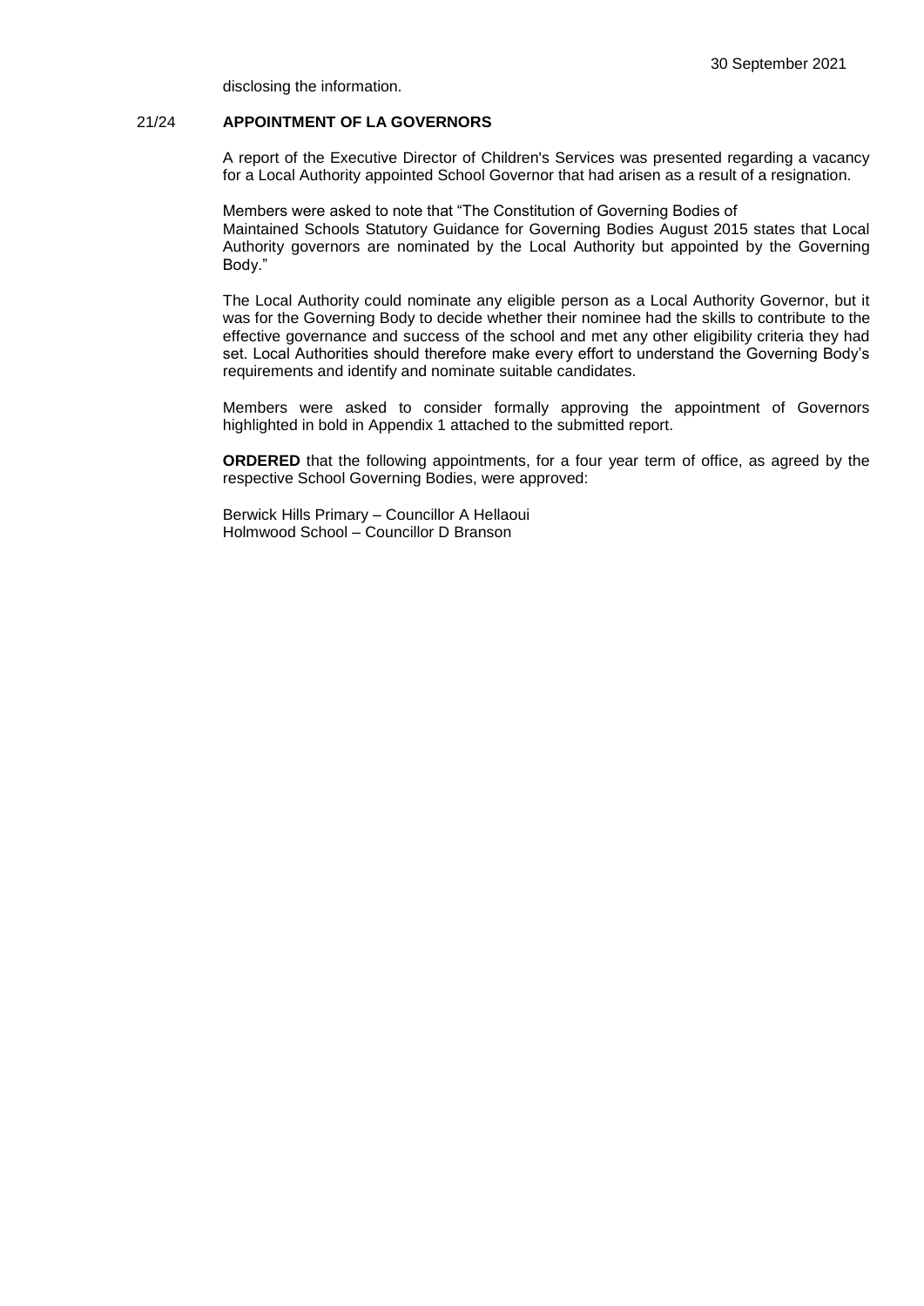disclosing the information.

### 21/24 APPOINTMENT OF LA GOVERNORS

A report of the Executive Director of Children's Services was presented regarding a vacancy for a Local Authority appointed School Governor that had arisen as a result of a resignation.

Members were asked to note that "The Constitution of Governing Bodies of Maintained Schools Statutory Guidance for Governing Bodies August 2015 states that Local Authority governors are nominated by the Local Authority but appointed by the Governing Body."

The Local Authority could nominate any eligible person as a Local Authority Governor, but it was for the Governing Body to decide whether their nominee had the skills to contribute to the effective governance and success of the school and met any other eligibility criteria they had set. Local Authorities should therefore make every effort to understand the Governing Body's requirements and identify and nominate suitable candidates.

Members were asked to consider formally approving the appointment of Governors highlighted in bold in Appendix 1 attached to the submitted report.

**ORDERED** that the following appointments, for a four year term of office, as agreed by the respective School Governing Bodies, were approved:

Berwick Hills Primary – Councillor A Hellaoui
Holmwood School – Councillor D Branson